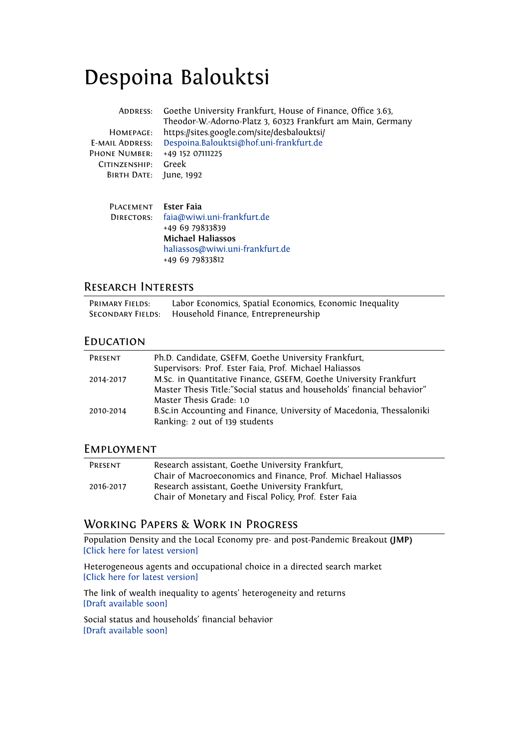# Despoina Balouktsi

| | |
|---|---|
| Address: | Goethe University Frankfurt, House of Finance, Office 3.63, Theodor-W.-Adorno-Platz 3, 60323 Frankfurt am Main, Germany |
| Homepage: | https://sites.google.com/site/desbalouktsi/ |
| E-mail Address: | Despoina.Balouktsi@hof.uni-frankfurt.de |
| Phone Number: | +49 152 07111225 |
| Citinzenship: | Greek |
| Birth Date: | June, 1992 |

| | |
|---|---|
| Placement Directors: | **Ester Faia**<br>faia@wiwi.uni-frankfurt.de<br>+49 69 79833839<br>**Michael Haliassos**<br>haliassos@wiwi.uni-frankfurt.de<br>+49 69 79833812 |

## Research Interests

| | |
|---|---|
| Primary Fields: | Labor Economics, Spatial Economics, Economic Inequality |
| Secondary Fields: | Household Finance, Entrepreneurship |

## Education

| | |
|---|---|
| Present | Ph.D. Candidate, GSEFM, Goethe University Frankfurt,<br>Supervisors: Prof. Ester Faia, Prof. Michael Haliassos |
| 2014-2017 | M.Sc. in Quantitative Finance, GSEFM, Goethe University Frankfurt<br>Master Thesis Title:"Social status and households' financial behavior"<br>Master Thesis Grade: 1.0 |
| 2010-2014 | B.Sc.in Accounting and Finance, University of Macedonia, Thessaloniki<br>Ranking: 2 out of 139 students |

## Employment

| | |
|---|---|
| Present | Research assistant, Goethe University Frankfurt,<br>Chair of Macroeconomics and Finance, Prof. Michael Haliassos |
| 2016-2017 | Research assistant, Goethe University Frankfurt,<br>Chair of Monetary and Fiscal Policy, Prof. Ester Faia |

## Working Papers & Work in Progress

Population Density and the Local Economy pre- and post-Pandemic Breakout **(JMP)**
[Click here for latest version]

Heterogeneous agents and occupational choice in a directed search market
[Click here for latest version]

The link of wealth inequality to agents' heterogeneity and returns
[Draft available soon]

Social status and households' financial behavior
[Draft available soon]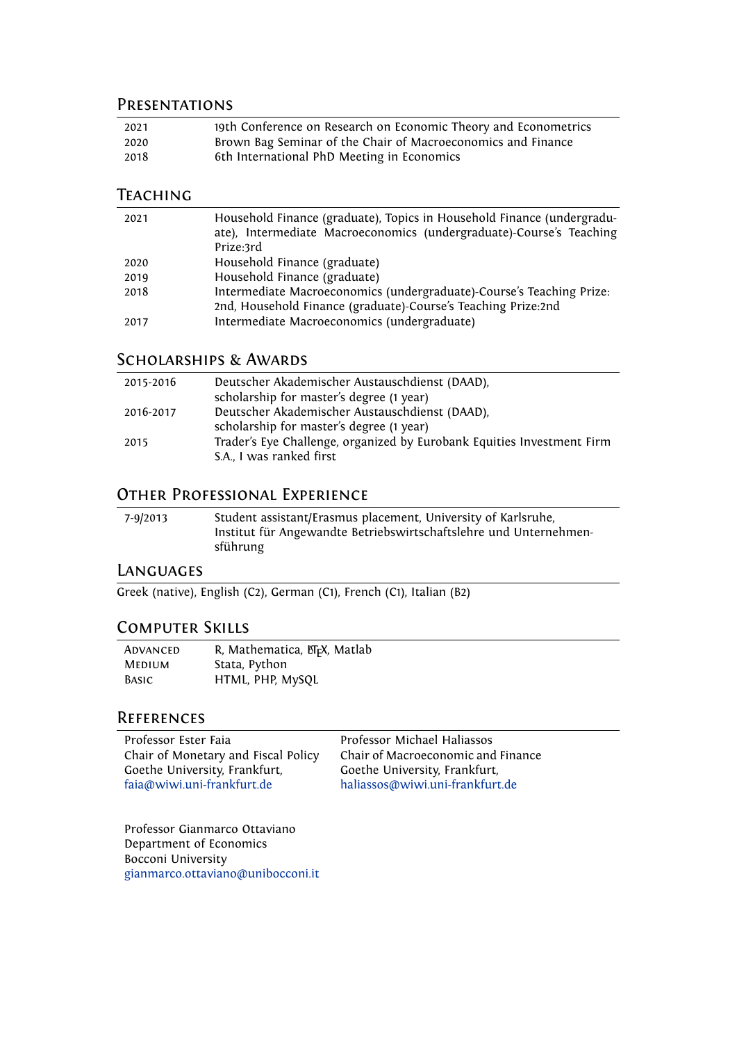## Presentations

| | |
|---|---|
| 2021 | 19th Conference on Research on Economic Theory and Econometrics |
| 2020 | Brown Bag Seminar of the Chair of Macroeconomics and Finance |
| 2018 | 6th International PhD Meeting in Economics |

## Teaching

| | |
|---|---|
| 2021 | Household Finance (graduate), Topics in Household Finance (undergraduate), Intermediate Macroeconomics (undergraduate)-Course's Teaching Prize:3rd |
| 2020 | Household Finance (graduate) |
| 2019 | Household Finance (graduate) |
| 2018 | Intermediate Macroeconomics (undergraduate)-Course's Teaching Prize: 2nd, Household Finance (graduate)-Course's Teaching Prize:2nd |
| 2017 | Intermediate Macroeconomics (undergraduate) |

## Scholarships & Awards

| | |
|---|---|
| 2015-2016 | Deutscher Akademischer Austauschdienst (DAAD), scholarship for master's degree (1 year) |
| 2016-2017 | Deutscher Akademischer Austauschdienst (DAAD), scholarship for master's degree (1 year) |
| 2015 | Trader's Eye Challenge, organized by Eurobank Equities Investment Firm S.A., I was ranked first |

## Other Professional Experience

| | |
|---|---|
| 7-9/2013 | Student assistant/Erasmus placement, University of Karlsruhe, Institut für Angewandte Betriebswirtschaftslehre und Unternehmensführung |

## Languages

Greek (native), English (C2), German (C1), French (C1), Italian (B2)

## Computer Skills

| | |
|---|---|
| Advanced | R, Mathematica, LaTeX, Matlab |
| Medium | Stata, Python |
| Basic | HTML, PHP, MySQL |

## References

Professor Ester Faia
Chair of Monetary and Fiscal Policy
Goethe University, Frankfurt,
faia@wiwi.uni-frankfurt.de

Professor Michael Haliassos
Chair of Macroeconomic and Finance
Goethe University, Frankfurt,
haliassos@wiwi.uni-frankfurt.de

Professor Gianmarco Ottaviano
Department of Economics
Bocconi University
gianmarco.ottaviano@unibocconi.it